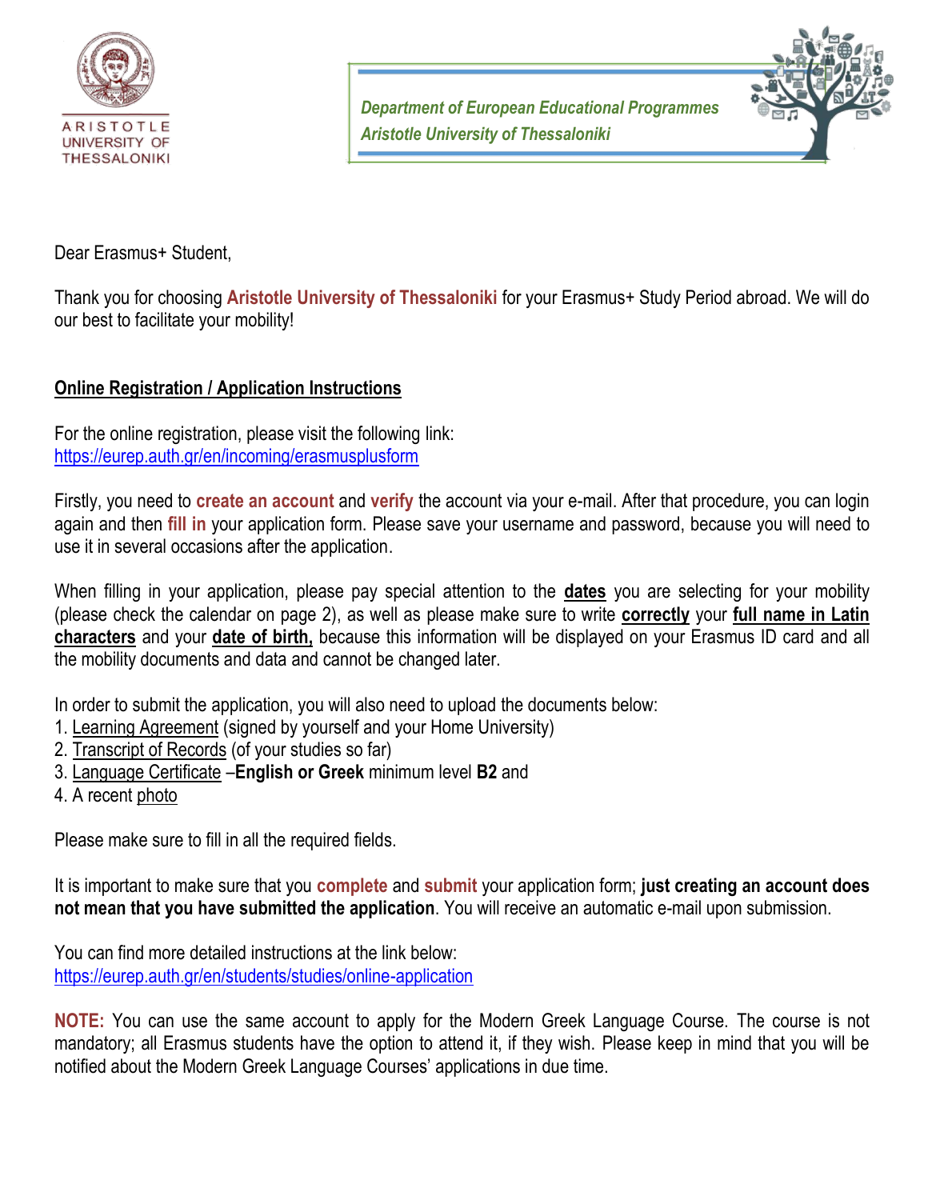ARISTOTLE UNIVERSITY OF THESSALONIKI

*Department of European Educational Programmes*
*Aristotle University of Thessaloniki*

Dear Erasmus+ Student,

Thank you for choosing **Aristotle University of Thessaloniki** for your Erasmus+ Study Period abroad. We will do our best to facilitate your mobility!

## Online Registration / Application Instructions

For the online registration, please visit the following link:
https://eurep.auth.gr/en/incoming/erasmusplusform

Firstly, you need to **create an account** and **verify** the account via your e-mail. After that procedure, you can login again and then **fill in** your application form. Please save your username and password, because you will need to use it in several occasions after the application.

When filling in your application, please pay special attention to the **dates** you are selecting for your mobility (please check the calendar on page 2), as well as please make sure to write **correctly** your **full name in Latin characters** and your **date of birth,** because this information will be displayed on your Erasmus ID card and all the mobility documents and data and cannot be changed later.

In order to submit the application, you will also need to upload the documents below:

1. Learning Agreement (signed by yourself and your Home University)
2. Transcript of Records (of your studies so far)
3. Language Certificate –**English or Greek** minimum level **B2** and
4. A recent photo

Please make sure to fill in all the required fields.

It is important to make sure that you **complete** and **submit** your application form; **just creating an account does not mean that you have submitted the application**. You will receive an automatic e-mail upon submission.

You can find more detailed instructions at the link below:
https://eurep.auth.gr/en/students/studies/online-application

**NOTE:** You can use the same account to apply for the Modern Greek Language Course. The course is not mandatory; all Erasmus students have the option to attend it, if they wish. Please keep in mind that you will be notified about the Modern Greek Language Courses' applications in due time.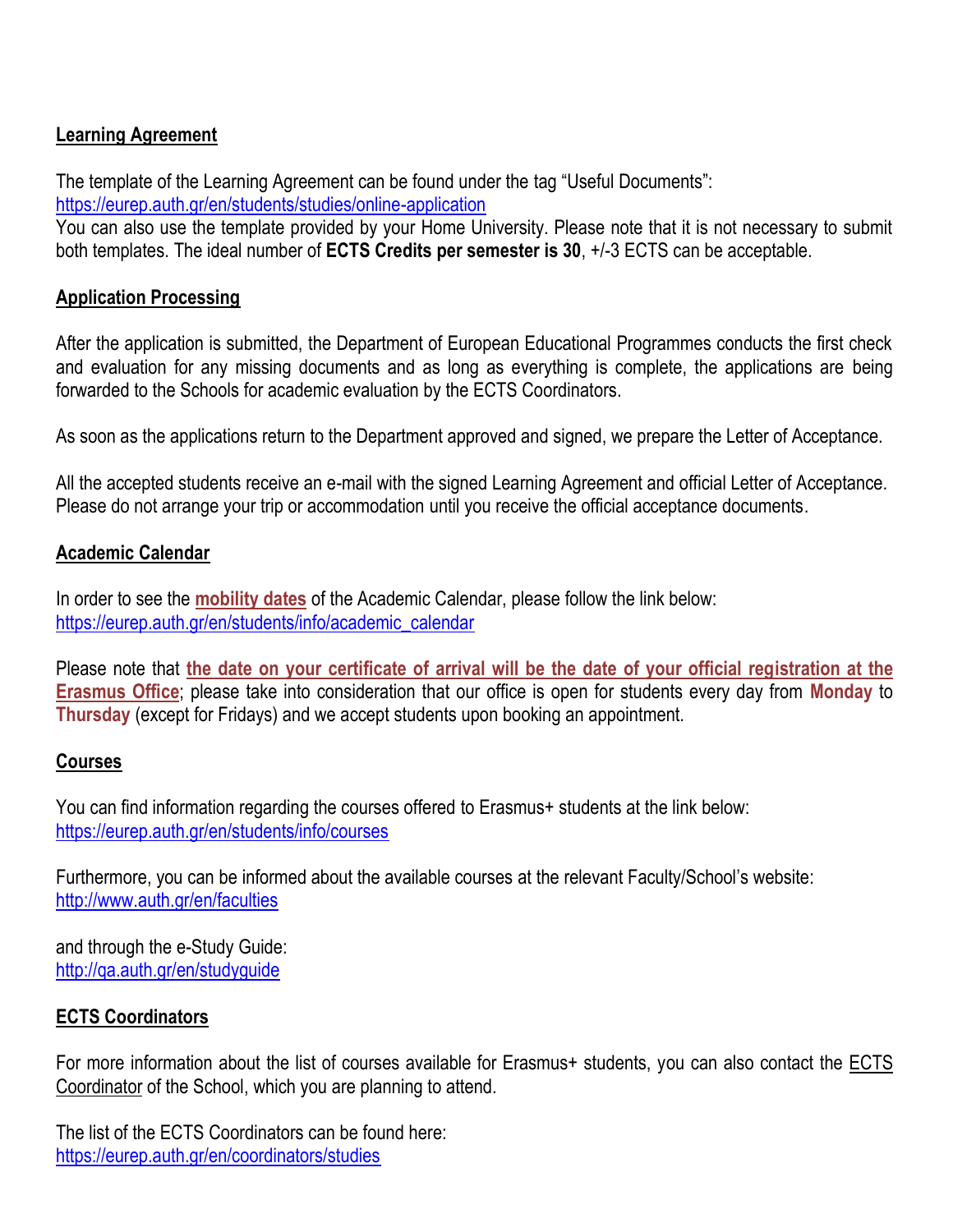## Learning Agreement

The template of the Learning Agreement can be found under the tag "Useful Documents":
https://eurep.auth.gr/en/students/studies/online-application
You can also use the template provided by your Home University. Please note that it is not necessary to submit both templates. The ideal number of **ECTS Credits per semester is 30**, +/-3 ECTS can be acceptable.

## Application Processing

After the application is submitted, the Department of European Educational Programmes conducts the first check and evaluation for any missing documents and as long as everything is complete, the applications are being forwarded to the Schools for academic evaluation by the ECTS Coordinators.

As soon as the applications return to the Department approved and signed, we prepare the Letter of Acceptance.

All the accepted students receive an e-mail with the signed Learning Agreement and official Letter of Acceptance. Please do not arrange your trip or accommodation until you receive the official acceptance documents.

## Academic Calendar

In order to see the **mobility dates** of the Academic Calendar, please follow the link below:
https://eurep.auth.gr/en/students/info/academic_calendar

Please note that **the date on your certificate of arrival will be the date of your official registration at the Erasmus Office**; please take into consideration that our office is open for students every day from **Monday** to **Thursday** (except for Fridays) and we accept students upon booking an appointment.

## Courses

You can find information regarding the courses offered to Erasmus+ students at the link below:
https://eurep.auth.gr/en/students/info/courses

Furthermore, you can be informed about the available courses at the relevant Faculty/School's website:
http://www.auth.gr/en/faculties

and through the e-Study Guide:
http://qa.auth.gr/en/studyguide

## ECTS Coordinators

For more information about the list of courses available for Erasmus+ students, you can also contact the ECTS Coordinator of the School, which you are planning to attend.

The list of the ECTS Coordinators can be found here:
https://eurep.auth.gr/en/coordinators/studies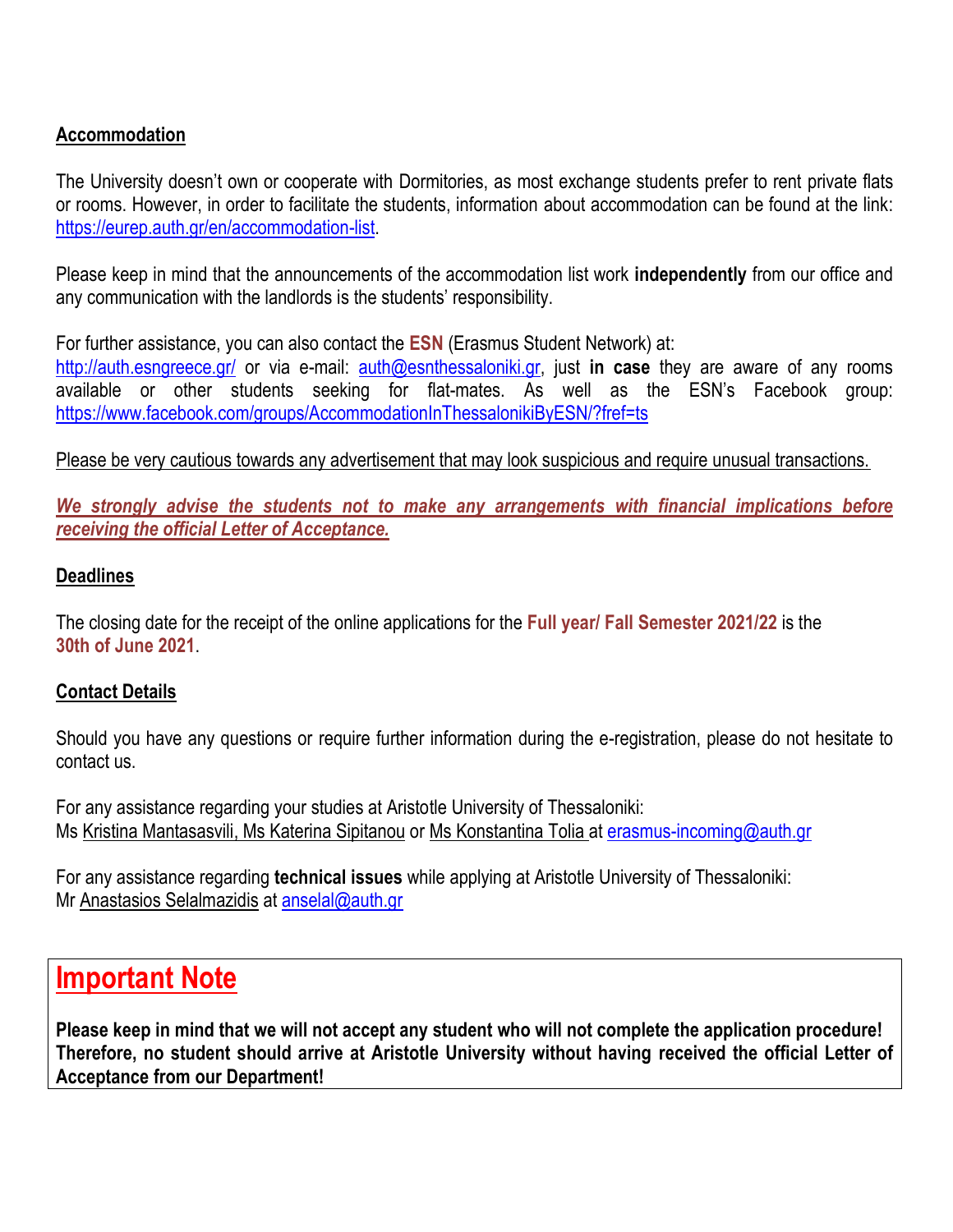## Accommodation

The University doesn't own or cooperate with Dormitories, as most exchange students prefer to rent private flats or rooms. However, in order to facilitate the students, information about accommodation can be found at the link: https://eurep.auth.gr/en/accommodation-list.

Please keep in mind that the announcements of the accommodation list work **independently** from our office and any communication with the landlords is the students' responsibility.

For further assistance, you can also contact the **ESN** (Erasmus Student Network) at: http://auth.esngreece.gr/ or via e-mail: auth@esnthessaloniki.gr, just **in case** they are aware of any rooms available or other students seeking for flat-mates. As well as the ESN's Facebook group: https://www.facebook.com/groups/AccommodationInThessalonikiByESN/?fref=ts

Please be very cautious towards any advertisement that may look suspicious and require unusual transactions.

***We strongly advise the students not to make any arrangements with financial implications before receiving the official Letter of Acceptance.***

## Deadlines

The closing date for the receipt of the online applications for the **Full year/ Fall Semester 2021/22** is the **30th of June 2021**.

## Contact Details

Should you have any questions or require further information during the e-registration, please do not hesitate to contact us.

For any assistance regarding your studies at Aristotle University of Thessaloniki:
Ms Kristina Mantasasvili, Ms Katerina Sipitanou or Ms Konstantina Tolia at erasmus-incoming@auth.gr

For any assistance regarding **technical issues** while applying at Aristotle University of Thessaloniki:
Mr Anastasios Selalmazidis at anselal@auth.gr

# Important Note

**Please keep in mind that we will not accept any student who will not complete the application procedure! Therefore, no student should arrive at Aristotle University without having received the official Letter of Acceptance from our Department!**